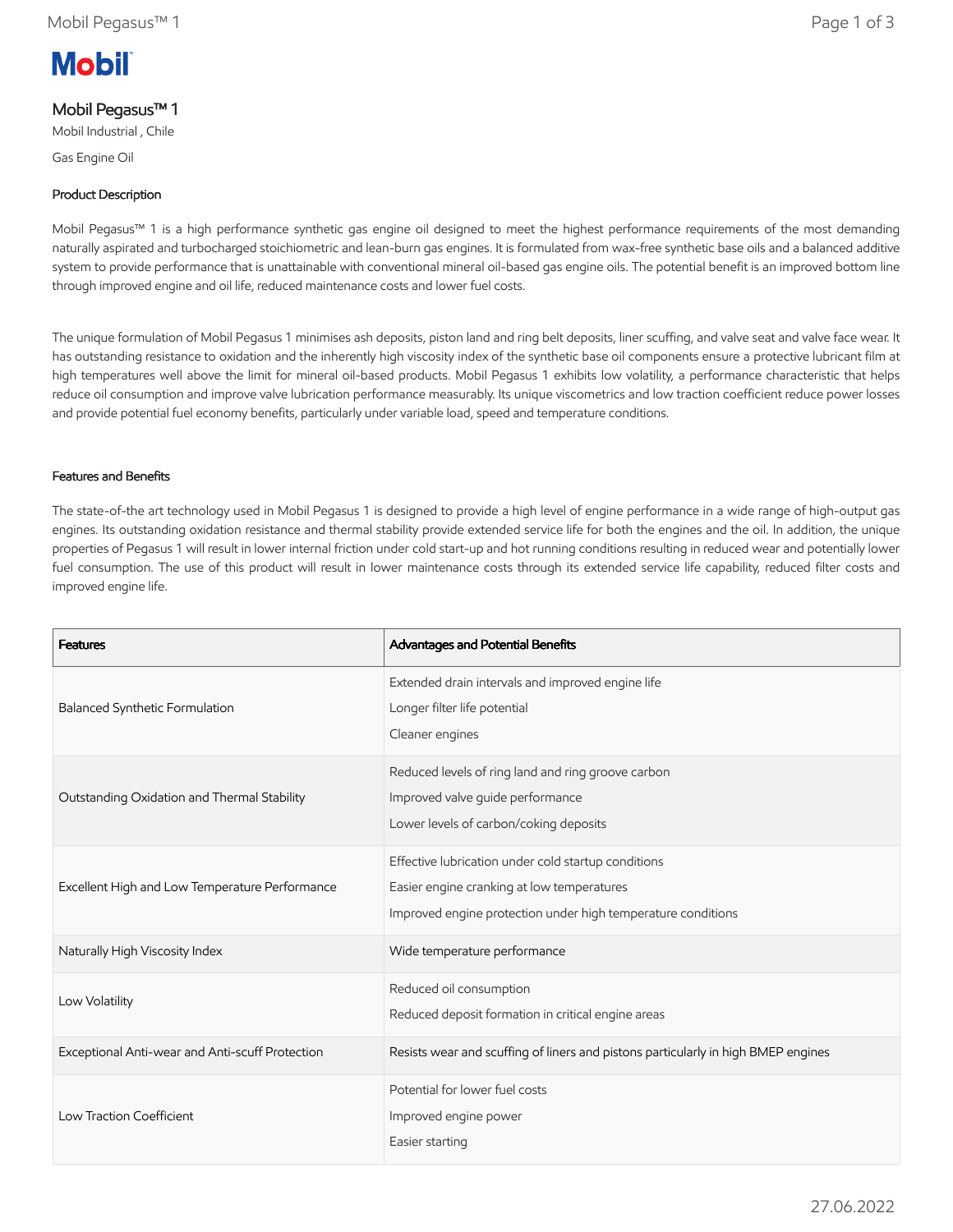Mobil

# Mobil Pegasus™ 1

Mobil Industrial , Chile

Gas Engine Oil

## Product Description

Mobil Pegasus™ 1 is a high performance synthetic gas engine oil designed to meet the highest performance requirements of the most demanding naturally aspirated and turbocharged stoichiometric and lean-burn gas engines. It is formulated from wax-free synthetic base oils and a balanced additive system to provide performance that is unattainable with conventional mineral oil-based gas engine oils. The potential benefit is an improved bottom line through improved engine and oil life, reduced maintenance costs and lower fuel costs.

The unique formulation of Mobil Pegasus 1 minimises ash deposits, piston land and ring belt deposits, liner scuffing, and valve seat and valve face wear. It has outstanding resistance to oxidation and the inherently high viscosity index of the synthetic base oil components ensure a protective lubricant film at high temperatures well above the limit for mineral oil-based products. Mobil Pegasus 1 exhibits low volatility, a performance characteristic that helps reduce oil consumption and improve valve lubrication performance measurably. Its unique viscometrics and low traction coefficient reduce power losses and provide potential fuel economy benefits, particularly under variable load, speed and temperature conditions.

## Features and Benefits

The state-of-the art technology used in Mobil Pegasus 1 is designed to provide a high level of engine performance in a wide range of high-output gas engines. Its outstanding oxidation resistance and thermal stability provide extended service life for both the engines and the oil. In addition, the unique properties of Pegasus 1 will result in lower internal friction under cold start-up and hot running conditions resulting in reduced wear and potentially lower fuel consumption. The use of this product will result in lower maintenance costs through its extended service life capability, reduced filter costs and improved engine life.

| Features | Advantages and Potential Benefits |
|---|---|
| Balanced Synthetic Formulation | Extended drain intervals and improved engine life<br>Longer filter life potential<br>Cleaner engines |
| Outstanding Oxidation and Thermal Stability | Reduced levels of ring land and ring groove carbon<br>Improved valve guide performance<br>Lower levels of carbon/coking deposits |
| Excellent High and Low Temperature Performance | Effective lubrication under cold startup conditions<br>Easier engine cranking at low temperatures<br>Improved engine protection under high temperature conditions |
| Naturally High Viscosity Index | Wide temperature performance |
| Low Volatility | Reduced oil consumption<br>Reduced deposit formation in critical engine areas |
| Exceptional Anti-wear and Anti-scuff Protection | Resists wear and scuffing of liners and pistons particularly in high BMEP engines |
| Low Traction Coefficient | Potential for lower fuel costs<br>Improved engine power<br>Easier starting |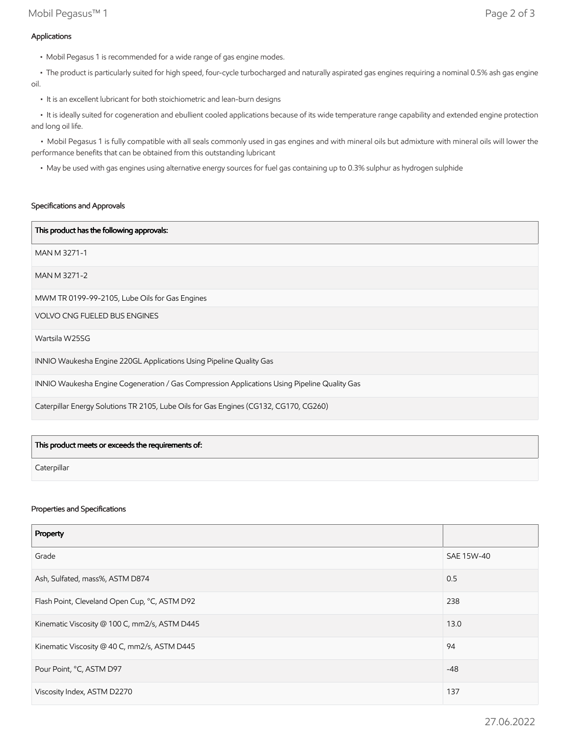## Applications

- Mobil Pegasus 1 is recommended for a wide range of gas engine modes.
- The product is particularly suited for high speed, four-cycle turbocharged and naturally aspirated gas engines requiring a nominal 0.5% ash gas engine oil.
- It is an excellent lubricant for both stoichiometric and lean-burn designs
- It is ideally suited for cogeneration and ebullient cooled applications because of its wide temperature range capability and extended engine protection and long oil life.
- Mobil Pegasus 1 is fully compatible with all seals commonly used in gas engines and with mineral oils but admixture with mineral oils will lower the performance benefits that can be obtained from this outstanding lubricant
- May be used with gas engines using alternative energy sources for fuel gas containing up to 0.3% sulphur as hydrogen sulphide

## Specifications and Approvals

| This product has the following approvals: |
| --- |
| MAN M 3271-1 |
| MAN M 3271-2 |
| MWM TR 0199-99-2105, Lube Oils for Gas Engines |
| VOLVO CNG FUELED BUS ENGINES |
| Wartsila W25SG |
| INNIO Waukesha Engine 220GL Applications Using Pipeline Quality Gas |
| INNIO Waukesha Engine Cogeneration / Gas Compression Applications Using Pipeline Quality Gas |
| Caterpillar Energy Solutions TR 2105, Lube Oils for Gas Engines (CG132, CG170, CG260) |

| This product meets or exceeds the requirements of: |
| --- |
| Caterpillar |

## Properties and Specifications

| Property | |
| --- | --- |
| Grade | SAE 15W-40 |
| Ash, Sulfated, mass%, ASTM D874 | 0.5 |
| Flash Point, Cleveland Open Cup, °C, ASTM D92 | 238 |
| Kinematic Viscosity @ 100 C, mm2/s, ASTM D445 | 13.0 |
| Kinematic Viscosity @ 40 C, mm2/s, ASTM D445 | 94 |
| Pour Point, °C, ASTM D97 | -48 |
| Viscosity Index, ASTM D2270 | 137 |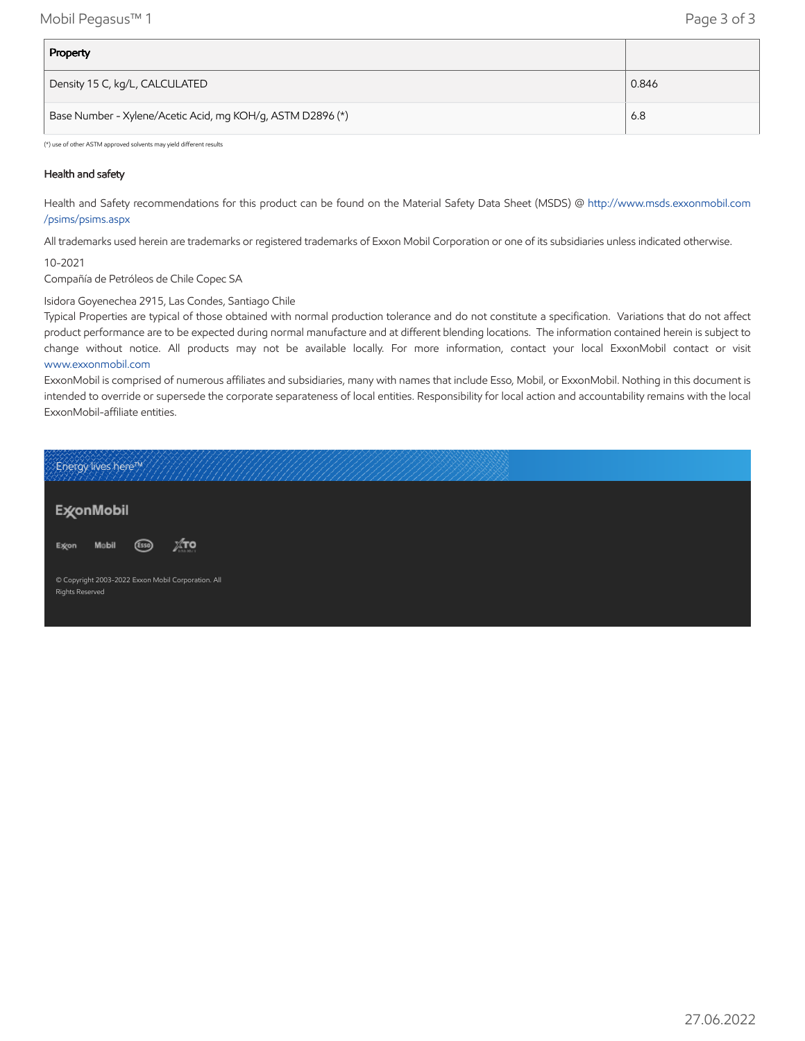| Property | |
| --- | --- |
| Density 15 C, kg/L, CALCULATED | 0.846 |
| Base Number - Xylene/Acetic Acid, mg KOH/g, ASTM D2896 (*) | 6.8 |

(*) use of other ASTM approved solvents may yield different results

### Health and safety

Health and Safety recommendations for this product can be found on the Material Safety Data Sheet (MSDS) @ http://www.msds.exxonmobil.com/psims/psims.aspx

All trademarks used herein are trademarks or registered trademarks of Exxon Mobil Corporation or one of its subsidiaries unless indicated otherwise.

10-2021

Compañía de Petróleos de Chile Copec SA

Isidora Goyenechea 2915, Las Condes, Santiago Chile

Typical Properties are typical of those obtained with normal production tolerance and do not constitute a specification. Variations that do not affect product performance are to be expected during normal manufacture and at different blending locations. The information contained herein is subject to change without notice. All products may not be available locally. For more information, contact your local ExxonMobil contact or visit www.exxonmobil.com

ExxonMobil is comprised of numerous affiliates and subsidiaries, many with names that include Esso, Mobil, or ExxonMobil. Nothing in this document is intended to override or supersede the corporate separateness of local entities. Responsibility for local action and accountability remains with the local ExxonMobil-affiliate entities.

Energy lives here™

ExxonMobil

Exxon Mobil Esso XTO

© Copyright 2003-2022 Exxon Mobil Corporation. All Rights Reserved